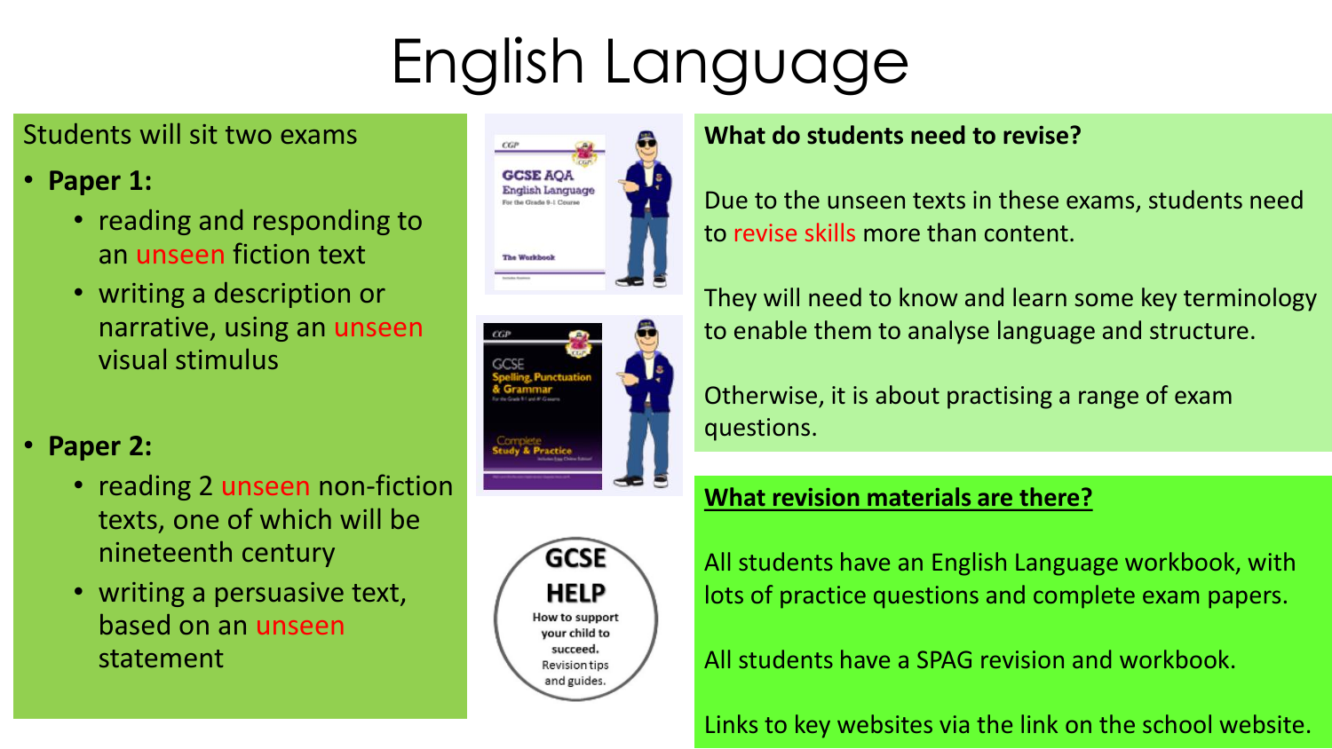# English Language

Students will sit two exams

- **Paper 1:**
  - reading and responding to an unseen fiction text
  - writing a description or narrative, using an unseen visual stimulus

- **Paper 2:**
  - reading 2 unseen non-fiction texts, one of which will be nineteenth century
  - writing a persuasive text, based on an unseen statement

GCSE HELP

How to support your child to succeed. Revision tips and guides.

**What do students need to revise?**

Due to the unseen texts in these exams, students need to revise skills more than content.

They will need to know and learn some key terminology to enable them to analyse language and structure.

Otherwise, it is about practising a range of exam questions.

**<u>What revision materials are there?</u>**

All students have an English Language workbook, with lots of practice questions and complete exam papers.

All students have a SPAG revision and workbook.

Links to key websites via the link on the school website.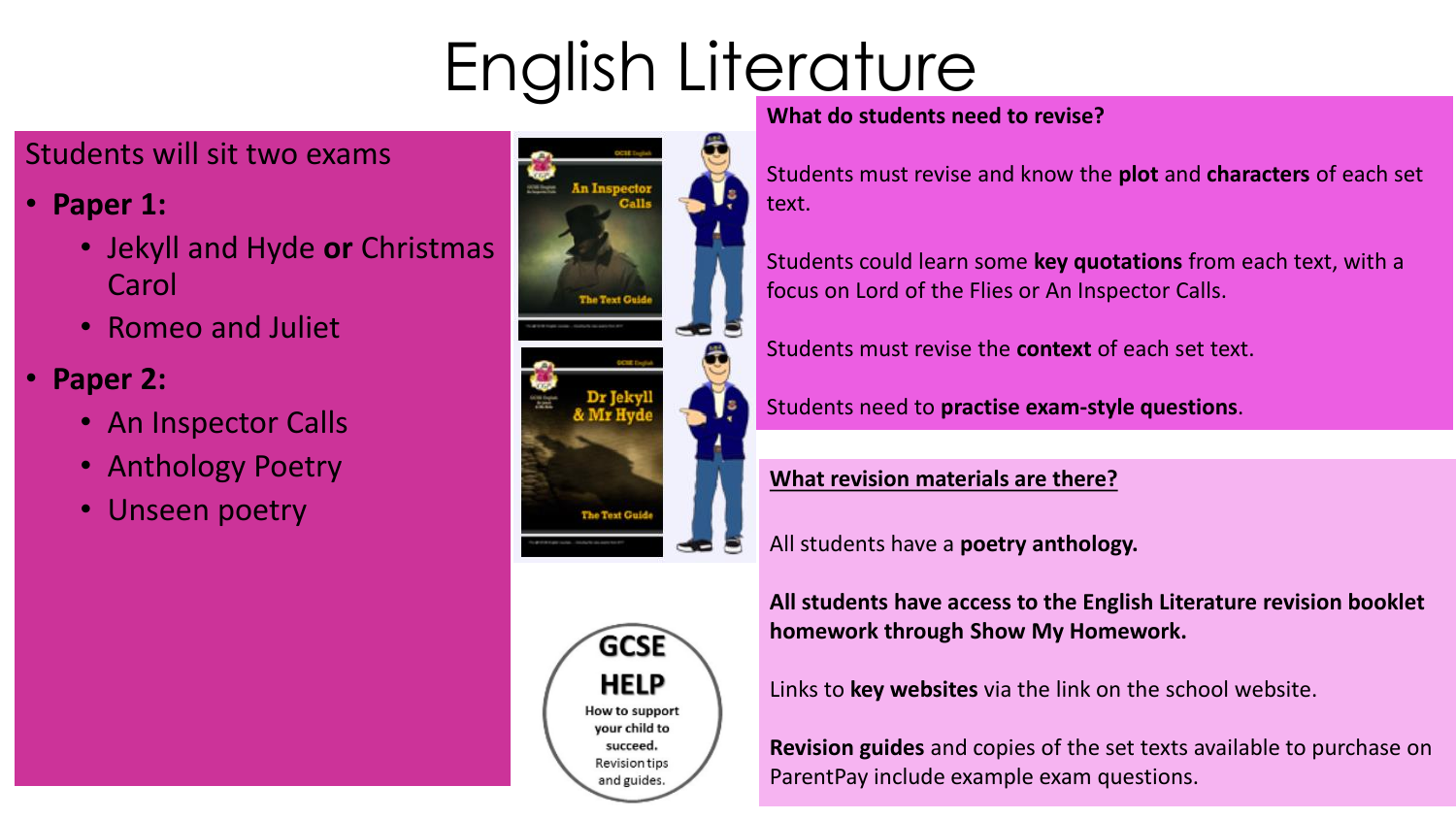# English Literature

Students will sit two exams

- **Paper 1:**
  - Jekyll and Hyde **or** Christmas Carol
  - Romeo and Juliet
- **Paper 2:**
  - An Inspector Calls
  - Anthology Poetry
  - Unseen poetry

**What do students need to revise?**

Students must revise and know the **plot** and **characters** of each set text.

Students could learn some **key quotations** from each text, with a focus on Lord of the Flies or An Inspector Calls.

Students must revise the **context** of each set text.

Students need to **practise exam-style questions**.

**What revision materials are there?**

All students have a **poetry anthology.**

**All students have access to the English Literature revision booklet homework through Show My Homework.**

Links to **key websites** via the link on the school website.

**Revision guides** and copies of the set texts available to purchase on ParentPay include example exam questions.